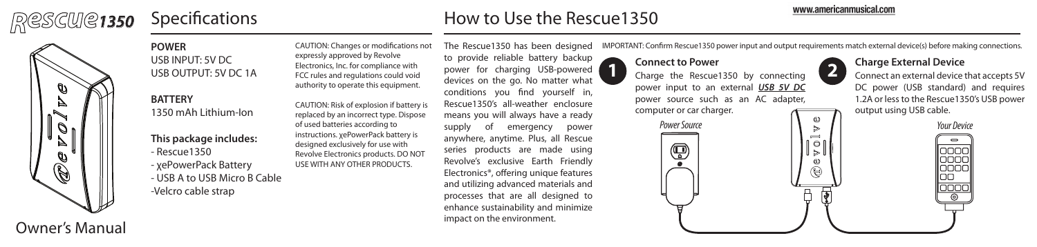# Rescue1350

Owner's Manual

## Specifications

**POWER**
USB INPUT: 5V DC
USB OUTPUT: 5V DC 1A

**BATTERY**
1350 mAh Lithium-Ion

**This package includes:**

- Rescue1350
- χePowerPack Battery
- USB A to USB Micro B Cable
- Velcro cable strap

CAUTION: Changes or modifications not expressly approved by Revolve Electronics, Inc. for compliance with FCC rules and regulations could void authority to operate this equipment.

CAUTION: Risk of explosion if battery is replaced by an incorrect type. Dispose of used batteries according to instructions. χePowerPack battery is designed exclusively for use with Revolve Electronics products. DO NOT USE WITH ANY OTHER PRODUCTS.

## How to Use the Rescue1350

www.americanmusical.com

The Rescue1350 has been designed to provide reliable battery backup power for charging USB-powered devices on the go. No matter what conditions you find yourself in, Rescue1350's all-weather enclosure means you will always have a ready supply of emergency power anywhere, anytime. Plus, all Rescue series products are made using Revolve's exclusive Earth Friendly Electronics®, offering unique features and utilizing advanced materials and processes that are all designed to enhance sustainability and minimize impact on the environment.

IMPORTANT: Confirm Rescue1350 power input and output requirements match external device(s) before making connections.

### 1 Connect to Power

Charge the Rescue1350 by connecting power input to an external ***USB 5V DC*** power source such as an AC adapter, computer or car charger.

Power Source

### 2 Charge External Device

Connect an external device that accepts 5V DC power (USB standard) and requires 1.2A or less to the Rescue1350's USB power output using USB cable.

Your Device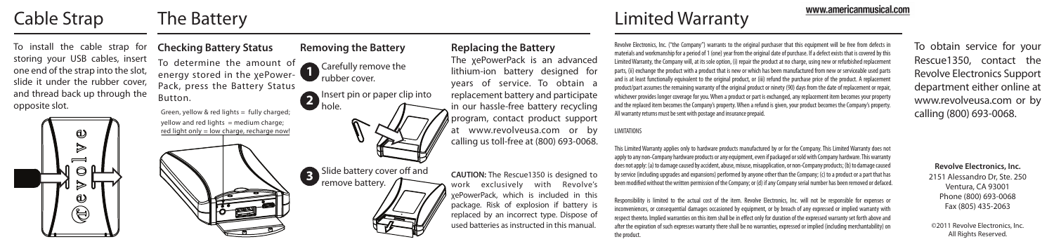# Cable Strap

To install the cable strap for storing your USB cables, insert one end of the strap into the slot, slide it under the rubber cover, and thread back up through the opposite slot.

# The Battery

### Checking Battery Status

To determine the amount of energy stored in the χePowerPack, press the Battery Status Button.

Green, yellow & red lights = fully charged;
yellow and red lights = medium charge;
red light only = low charge, recharge now!

### Removing the Battery

1. Carefully remove the rubber cover.
2. Insert pin or paper clip into hole.
3. Slide battery cover off and remove battery.

### Replacing the Battery

The χePowerPack is an advanced lithium-ion battery designed for years of service. To obtain a replacement battery and participate in our hassle-free battery recycling program, contact product support at www.revolveusa.com or by calling us toll-free at (800) 693-0068.

**CAUTION:** The Rescue1350 is designed to work exclusively with Revolve's χePowerPack, which is included in this package. Risk of explosion if battery is replaced by an incorrect type. Dispose of used batteries as instructed in this manual.

# Limited Warranty

www.americanmusical.com

Revolve Electronics, Inc. ("the Company") warrants to the original purchaser that this equipment will be free from defects in materials and workmanship for a period of 1 (one) year from the original date of purchase. If a defect exists that is covered by this Limited Warranty, the Company will, at its sole option, (i) repair the product at no charge, using new or refurbished replacement parts, (ii) exchange the product with a product that is new or which has been manufactured from new or serviceable used parts and is at least functionally equivalent to the original product, or (iii) refund the purchase price of the product. A replacement product/part assumes the remaining warranty of the original product or ninety (90) days from the date of replacement or repair, whichever provides longer coverage for you. When a product or part is exchanged, any replacement item becomes your property and the replaced item becomes the Company's property. When a refund is given, your product becomes the Company's property. All warranty returns must be sent with postage and insurance prepaid.

LIMITATIONS

This Limited Warranty applies only to hardware products manufactured by or for the Company. This Limited Warranty does not apply to any non-Company hardware products or any equipment, even if packaged or sold with Company hardware. This warranty does not apply: (a) to damage caused by accident, abuse, misuse, misapplication, or non-Company products; (b) to damage caused by service (including upgrades and expansions) performed by anyone other than the Company; (c) to a product or a part that has been modified without the written permission of the Company; or (d) if any Company serial number has been removed or defaced.

Responsibility is limited to the actual cost of the item. Revolve Electronics, Inc. will not be responsible for expenses or inconveniences, or consequential damages occasioned by equipment, or by breach of any expressed or implied warranty with respect thereto. Implied warranties on this item shall be in effect only for duration of the expressed warranty set forth above and after the expiration of such expresses warranty there shall be no warranties, expressed or implied (including merchantability) on the product.

To obtain service for your Rescue1350, contact the Revolve Electronics Support department either online at www.revolveusa.com or by calling (800) 693-0068.

**Revolve Electronics, Inc.**
2151 Alessandro Dr, Ste. 250
Ventura, CA 93001
Phone (800) 693-0068
Fax (805) 435-2063

©2011 Revolve Electronics, Inc.
All Rights Reserved.